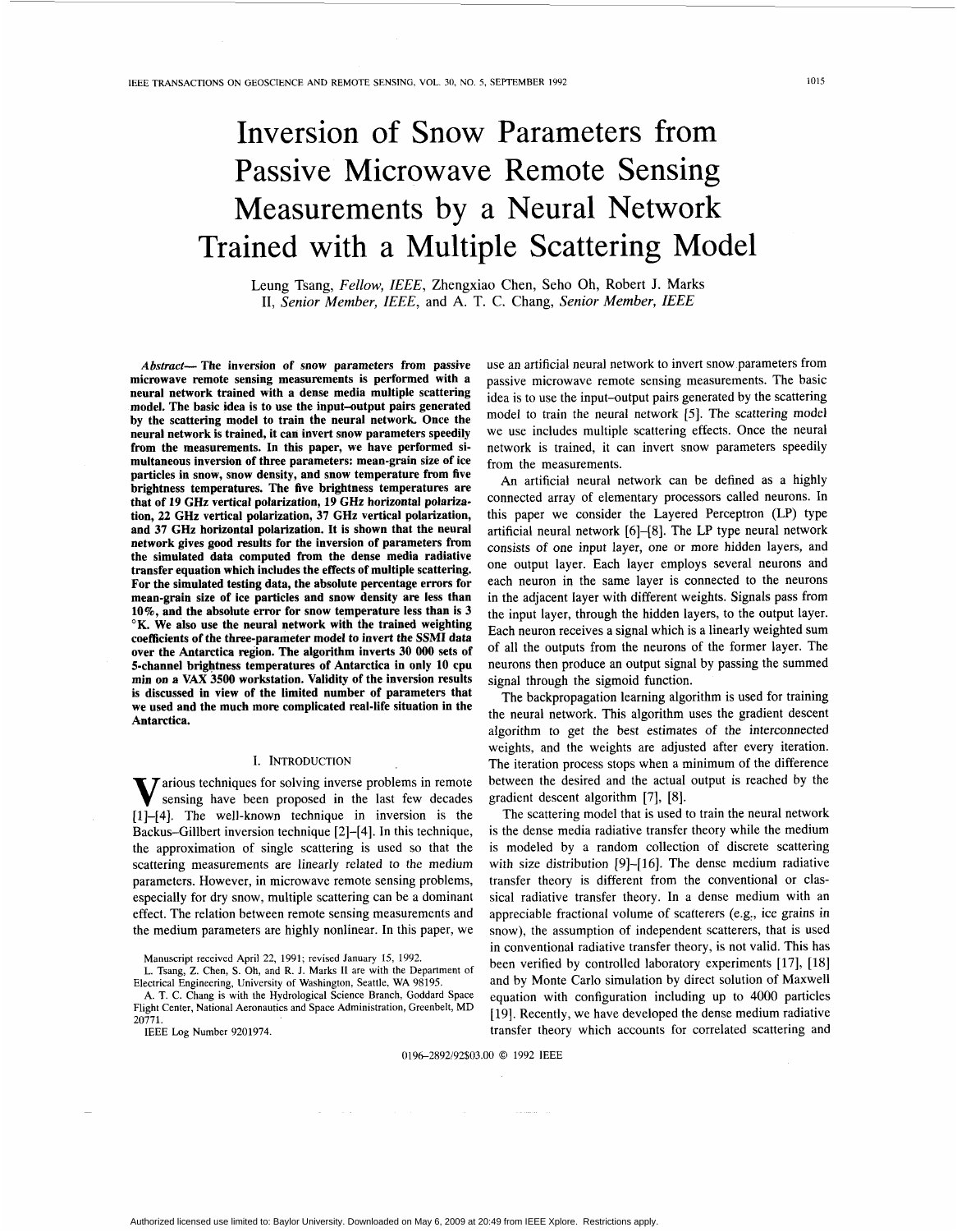# Inversion of Snow Parameters from Passive Microwave Remote Sensing Measurements by a Neural Network Trained with a Multiple Scattering Model

Leung Tsang, *Fellow, IEEE*, Zhengxiao Chen, Seho Oh, Robert J. Marks II, *Senior Member, IEEE*, and A. T. C. Chang, *Senior Member, IEEE*

***Abstract*— The inversion of snow parameters from passive microwave remote sensing measurements is performed with a neural network trained with a dense media multiple scattering model. The basic idea is to use the input–output pairs generated by the scattering model to train the neural network. Once the neural network is trained, it can invert snow parameters speedily from the measurements. In this paper, we have performed simultaneous inversion of three parameters: mean-grain size of ice particles in snow, snow density, and snow temperature from five brightness temperatures. The five brightness temperatures are that of 19 GHz vertical polarization, 19 GHz horizontal polarization, 22 GHz vertical polarization, 37 GHz vertical polarization, and 37 GHz horizontal polarization. It is shown that the neural network gives good results for the inversion of parameters from the simulated data computed from the dense media radiative transfer equation which includes the effects of multiple scattering. For the simulated testing data, the absolute percentage errors for mean-grain size of ice particles and snow density are less than 10%, and the absolute error for snow temperature less than is 3 °K. We also use the neural network with the trained weighting coefficients of the three-parameter model to invert the SSMI data over the Antarctica region. The algorithm inverts 30 000 sets of 5-channel brightness temperatures of Antarctica in only 10 cpu min on a VAX 3500 workstation. Validity of the inversion results is discussed in view of the limited number of parameters that we used and the much more complicated real-life situation in the Antarctica.**

## I. Introduction

Various techniques for solving inverse problems in remote sensing have been proposed in the last few decades [1]–[4]. The well-known technique in inversion is the Backus–Gillbert inversion technique [2]–[4]. In this technique, the approximation of single scattering is used so that the scattering measurements are linearly related to the medium parameters. However, in microwave remote sensing problems, especially for dry snow, multiple scattering can be a dominant effect. The relation between remote sensing measurements and the medium parameters are highly nonlinear. In this paper, we use an artificial neural network to invert snow parameters from passive microwave remote sensing measurements. The basic idea is to use the input–output pairs generated by the scattering model to train the neural network [5]. The scattering model we use includes multiple scattering effects. Once the neural network is trained, it can invert snow parameters speedily from the measurements.

An artificial neural network can be defined as a highly connected array of elementary processors called neurons. In this paper we consider the Layered Perceptron (LP) type artificial neural network [6]–[8]. The LP type neural network consists of one input layer, one or more hidden layers, and one output layer. Each layer employs several neurons and each neuron in the same layer is connected to the neurons in the adjacent layer with different weights. Signals pass from the input layer, through the hidden layers, to the output layer. Each neuron receives a signal which is a linearly weighted sum of all the outputs from the neurons of the former layer. The neurons then produce an output signal by passing the summed signal through the sigmoid function.

The backpropagation learning algorithm is used for training the neural network. This algorithm uses the gradient descent algorithm to get the best estimates of the interconnected weights, and the weights are adjusted after every iteration. The iteration process stops when a minimum of the difference between the desired and the actual output is reached by the gradient descent algorithm [7], [8].

The scattering model that is used to train the neural network is the dense media radiative transfer theory while the medium is modeled by a random collection of discrete scattering with size distribution [9]–[16]. The dense medium radiative transfer theory is different from the conventional or classical radiative transfer theory. In a dense medium with an appreciable fractional volume of scatterers (e.g., ice grains in snow), the assumption of independent scatterers, that is used in conventional radiative transfer theory, is not valid. This has been verified by controlled laboratory experiments [17], [18] and by Monte Carlo simulation by direct solution of Maxwell equation with configuration including up to 4000 particles [19]. Recently, we have developed the dense medium radiative transfer theory which accounts for correlated scattering and

Manuscript received April 22, 1991; revised January 15, 1992.

L. Tsang, Z. Chen, S. Oh, and R. J. Marks II are with the Department of Electrical Engineering, University of Washington, Seattle, WA 98195.

A. T. C. Chang is with the Hydrological Science Branch, Goddard Space Flight Center, National Aeronautics and Space Administration, Greenbelt, MD 20771.

IEEE Log Number 9201974.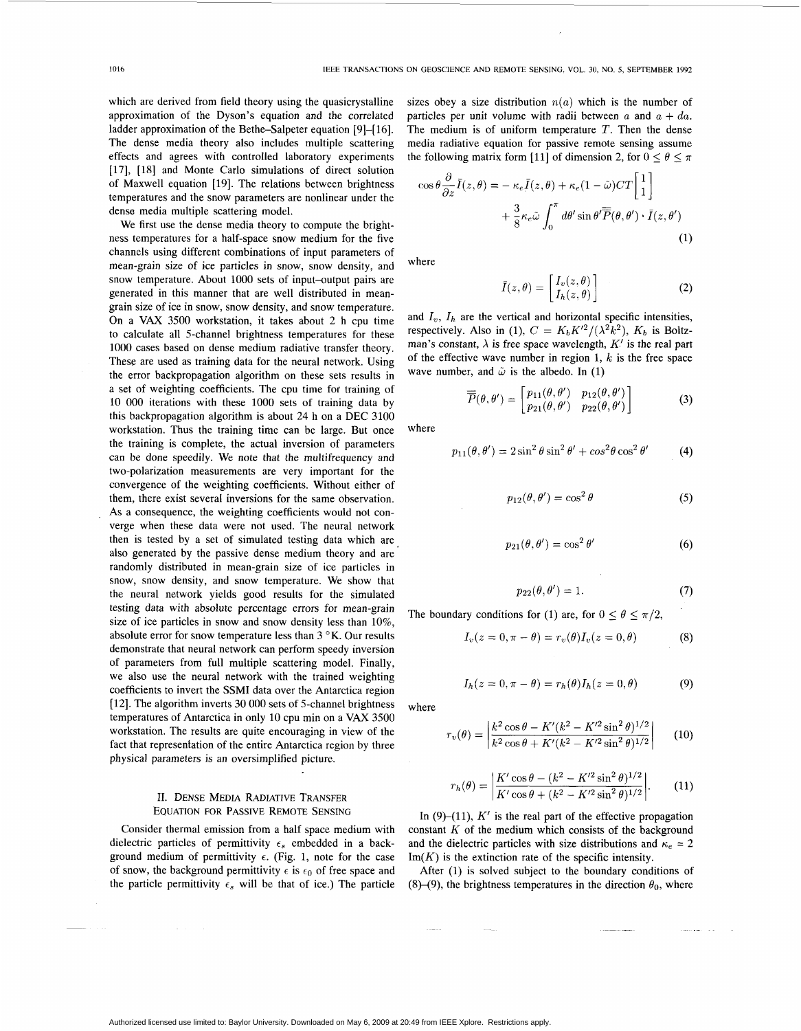which are derived from field theory using the quasicrystalline approximation of the Dyson's equation and the correlated ladder approximation of the Bethe–Salpeter equation [9]–[16]. The dense media theory also includes multiple scattering effects and agrees with controlled laboratory experiments [17], [18] and Monte Carlo simulations of direct solution of Maxwell equation [19]. The relations between brightness temperatures and the snow parameters are nonlinear under the dense media multiple scattering model.

We first use the dense media theory to compute the brightness temperatures for a half-space snow medium for the five channels using different combinations of input parameters of mean-grain size of ice particles in snow, snow density, and snow temperature. About 1000 sets of input–output pairs are generated in this manner that are well distributed in mean-grain size of ice in snow, snow density, and snow temperature. On a VAX 3500 workstation, it takes about 2 h cpu time to calculate all 5-channel brightness temperatures for these 1000 cases based on dense medium radiative transfer theory. These are used as training data for the neural network. Using the error backpropagation algorithm on these sets results in a set of weighting coefficients. The cpu time for training of 10 000 iterations with these 1000 sets of training data by this backpropagation algorithm is about 24 h on a DEC 3100 workstation. Thus the training time can be large. But once the training is complete, the actual inversion of parameters can be done speedily. We note that the multifrequency and two-polarization measurements are very important for the convergence of the weighting coefficients. Without either of them, there exist several inversions for the same observation. As a consequence, the weighting coefficients would not converge when these data were not used. The neural network then is tested by a set of simulated testing data which are also generated by the passive dense medium theory and are randomly distributed in mean-grain size of ice particles in snow, snow density, and snow temperature. We show that the neural network yields good results for the simulated testing data with absolute percentage errors for mean-grain size of ice particles in snow and snow density less than 10%, absolute error for snow temperature less than 3 °K. Our results demonstrate that neural network can perform speedy inversion of parameters from full multiple scattering model. Finally, we also use the neural network with the trained weighting coefficients to invert the SSMI data over the Antarctica region [12]. The algorithm inverts 30 000 sets of 5-channel brightness temperatures of Antarctica in only 10 cpu min on a VAX 3500 workstation. The results are quite encouraging in view of the fact that representation of the entire Antarctica region by three physical parameters is an oversimplified picture.

## II. Dense Media Radiative Transfer Equation for Passive Remote Sensing

Consider thermal emission from a half space medium with dielectric particles of permittivity $\epsilon_s$ embedded in a background medium of permittivity $\epsilon$. (Fig. 1, note for the case of snow, the background permittivity $\epsilon$ is $\epsilon_0$ of free space and the particle permittivity $\epsilon_s$ will be that of ice.) The particle sizes obey a size distribution $n(a)$ which is the number of particles per unit volume with radii between $a$ and $a + da$. The medium is of uniform temperature $T$. Then the dense media radiative equation for passive remote sensing assume the following matrix form [11] of dimension 2, for $0 \le \theta \le \pi$

$$\cos\theta \frac{\partial}{\partial z}\bar{I}(z,\theta) = -\kappa_e \bar{I}(z,\theta) + \kappa_e(1-\tilde{\omega})CT\begin{bmatrix}1\\1\end{bmatrix} + \frac{3}{8}\kappa_e\tilde{\omega}\int_0^{\pi} d\theta' \sin\theta' \overline{\overline{P}}(\theta,\theta')\cdot\bar{I}(z,\theta') \tag{1}$$

where

$$\bar{I}(z,\theta) = \begin{bmatrix} I_v(z,\theta) \\ I_h(z,\theta) \end{bmatrix} \tag{2}$$

and $I_v$, $I_h$ are the vertical and horizontal specific intensities, respectively. Also in (1), $C = K_b K'^2/(\lambda^2 k^2)$, $K_b$ is Boltzman's constant, $\lambda$ is free space wavelength, $K'$ is the real part of the effective wave number in region 1, $k$ is the free space wave number, and $\tilde{\omega}$ is the albedo. In (1)

$$\overline{\overline{P}}(\theta,\theta') = \begin{bmatrix} p_{11}(\theta,\theta') & p_{12}(\theta,\theta') \\ p_{21}(\theta,\theta') & p_{22}(\theta,\theta') \end{bmatrix} \tag{3}$$

where

$$p_{11}(\theta,\theta') = 2\sin^2\theta\sin^2\theta' + \cos^2\theta\cos^2\theta' \tag{4}$$

$$p_{12}(\theta,\theta') = \cos^2\theta \tag{5}$$

$$p_{21}(\theta,\theta') = \cos^2\theta' \tag{6}$$

$$p_{22}(\theta,\theta') = 1. \tag{7}$$

The boundary conditions for (1) are, for $0 \le \theta \le \pi/2$,

$$I_v(z=0,\pi-\theta) = r_v(\theta) I_v(z=0,\theta) \tag{8}$$

$$I_h(z=0,\pi-\theta) = r_h(\theta) I_h(z=0,\theta) \tag{9}$$

where

$$r_v(\theta) = \left|\frac{k^2\cos\theta - K'(k^2 - K'^2\sin^2\theta)^{1/2}}{k^2\cos\theta + K'(k^2 - K'^2\sin^2\theta)^{1/2}}\right| \tag{10}$$

$$r_h(\theta) = \left|\frac{K'\cos\theta - (k^2 - K'^2\sin^2\theta)^{1/2}}{K'\cos\theta + (k^2 - K'^2\sin^2\theta)^{1/2}}\right|. \tag{11}$$

In (9)–(11), $K'$ is the real part of the effective propagation constant $K$ of the medium which consists of the background and the dielectric particles with size distributions and $\kappa_e = 2\,\mathrm{Im}(K)$ is the extinction rate of the specific intensity.

After (1) is solved subject to the boundary conditions of (8)–(9), the brightness temperatures in the direction $\theta_0$, where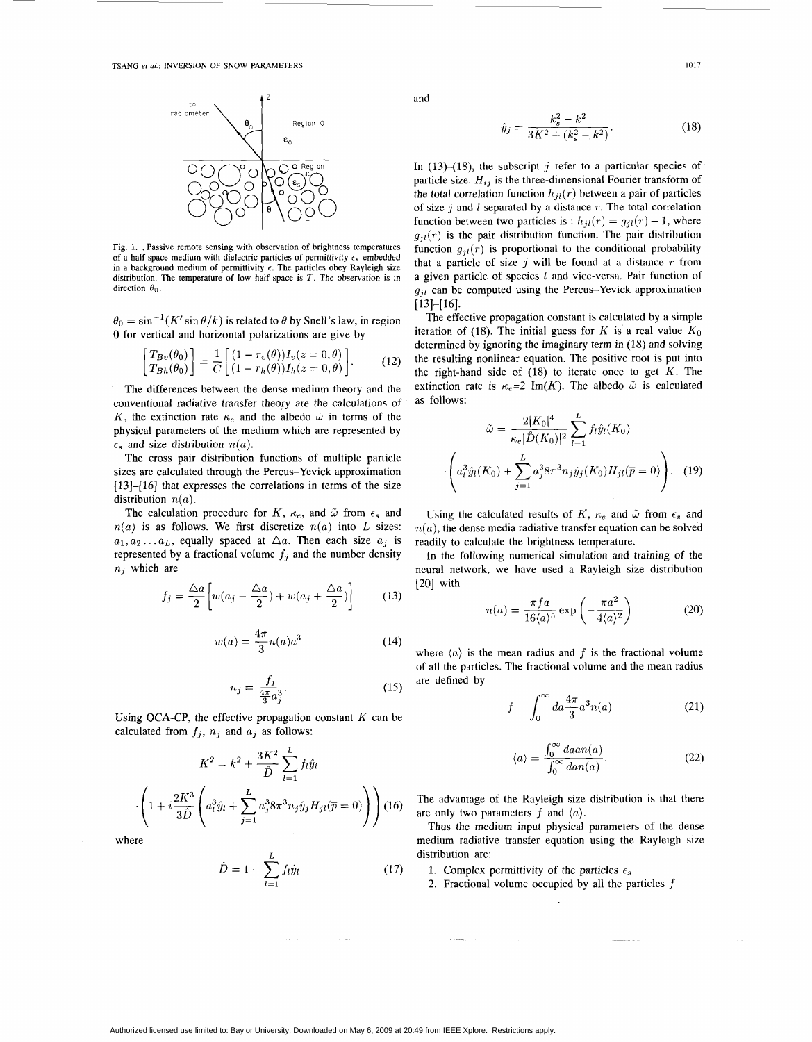Fig. 1. . Passive remote sensing with observation of brightness temperatures of a half space medium with dielectric particles of permittivity $\epsilon_s$ embedded in a background medium of permittivity $\epsilon$. The particles obey Rayleigh size distribution. The temperature of low half space is $T$. The observation is in direction $\theta_0$.

$\theta_0 = \sin^{-1}(K' \sin\theta/k)$ is related to $\theta$ by Snell's law, in region 0 for vertical and horizontal polarizations are give by

$$\begin{bmatrix} T_{Bv}(\theta_0) \\ T_{Bh}(\theta_0) \end{bmatrix} = \frac{1}{C} \begin{bmatrix} (1 - r_v(\theta))I_v(z = 0, \theta) \\ (1 - r_h(\theta))I_h(z = 0, \theta) \end{bmatrix}. \tag{12}$$

The differences between the dense medium theory and the conventional radiative transfer theory are the calculations of $K$, the extinction rate $\kappa_e$ and the albedo $\tilde{\omega}$ in terms of the physical parameters of the medium which are represented by $\epsilon_s$ and size distribution $n(a)$.

The cross pair distribution functions of multiple particle sizes are calculated through the Percus–Yevick approximation [13]–[16] that expresses the correlations in terms of the size distribution $n(a)$.

The calculation procedure for $K$, $\kappa_e$, and $\tilde{\omega}$ from $\epsilon_s$ and $n(a)$ is as follows. We first discretize $n(a)$ into $L$ sizes: $a_1, a_2 \ldots a_L$, equally spaced at $\Delta a$. Then each size $a_j$ is represented by a fractional volume $f_j$ and the number density $n_j$ which are

$$f_j = \frac{\Delta a}{2}\left[w(a_j - \frac{\Delta a}{2}) + w(a_j + \frac{\Delta a}{2})\right] \tag{13}$$

$$w(a) = \frac{4\pi}{3} n(a) a^3 \tag{14}$$

$$n_j = \frac{f_j}{\frac{4\pi}{3} a_j^3}. \tag{15}$$

Using QCA-CP, the effective propagation constant $K$ can be calculated from $f_j$, $n_j$ and $a_j$ as follows:

$$K^2 = k^2 + \frac{3K^2}{\hat{D}} \sum_{l=1}^{L} f_l \hat{y}_l \cdot \left(1 + i\frac{2K^3}{3\hat{D}}\left(a_l^3 \hat{y}_l + \sum_{j=1}^{L} a_j^3 8\pi^3 n_j \hat{y}_j H_{jl}(\overline{p} = 0)\right)\right) \tag{16}$$

where

$$\hat{D} = 1 - \sum_{l=1}^{L} f_l \hat{y}_l \tag{17}$$

and

$$\hat{y}_j = \frac{k_s^2 - k^2}{3K^2 + (k_s^2 - k^2)}. \tag{18}$$

In (13)–(18), the subscript $j$ refer to a particular species of particle size. $H_{ij}$ is the three-dimensional Fourier transform of the total correlation function $h_{jl}(r)$ between a pair of particles of size $j$ and $l$ separated by a distance $r$. The total correlation function between two particles is : $h_{jl}(r) = g_{jl}(r) - 1$, where $g_{jl}(r)$ is the pair distribution function. The pair distribution function $g_{jl}(r)$ is proportional to the conditional probability that a particle of size $j$ will be found at a distance $r$ from a given particle of species $l$ and vice-versa. Pair function of $g_{jl}$ can be computed using the Percus–Yevick approximation [13]–[16].

The effective propagation constant is calculated by a simple iteration of (18). The initial guess for $K$ is a real value $K_0$ determined by ignoring the imaginary term in (18) and solving the resulting nonlinear equation. The positive root is put into the right-hand side of (18) to iterate once to get $K$. The extinction rate is $\kappa_e$=2 Im($K$). The albedo $\tilde{\omega}$ is calculated as follows:

$$\tilde{\omega} = \frac{2|K_0|^4}{\kappa_e |\hat{D}(K_0)|^2} \sum_{l=1}^{L} f_l \hat{y}_l(K_0) \cdot \left(a_l^3 \hat{y}_l(K_0) + \sum_{j=1}^{L} a_j^3 8\pi^3 n_j \hat{y}_j(K_0) H_{jl}(\overline{p} = 0)\right). \tag{19}$$

Using the calculated results of $K$, $\kappa_e$ and $\tilde{\omega}$ from $\epsilon_s$ and $n(a)$, the dense media radiative transfer equation can be solved readily to calculate the brightness temperature.

In the following numerical simulation and training of the neural network, we have used a Rayleigh size distribution [20] with

$$n(a) = \frac{\pi f a}{16\langle a\rangle^5} \exp\left(-\frac{\pi a^2}{4\langle a\rangle^2}\right) \tag{20}$$

where $\langle a\rangle$ is the mean radius and $f$ is the fractional volume of all the particles. The fractional volume and the mean radius are defined by

$$f = \int_0^\infty da \frac{4\pi}{3} a^3 n(a) \tag{21}$$

$$\langle a\rangle = \frac{\int_0^\infty da\, a n(a)}{\int_0^\infty da\, n(a)}. \tag{22}$$

The advantage of the Rayleigh size distribution is that there are only two parameters $f$ and $\langle a\rangle$.

Thus the medium input physical parameters of the dense medium radiative transfer equation using the Rayleigh size distribution are:

1. Complex permittivity of the particles $\epsilon_s$
2. Fractional volume occupied by all the particles $f$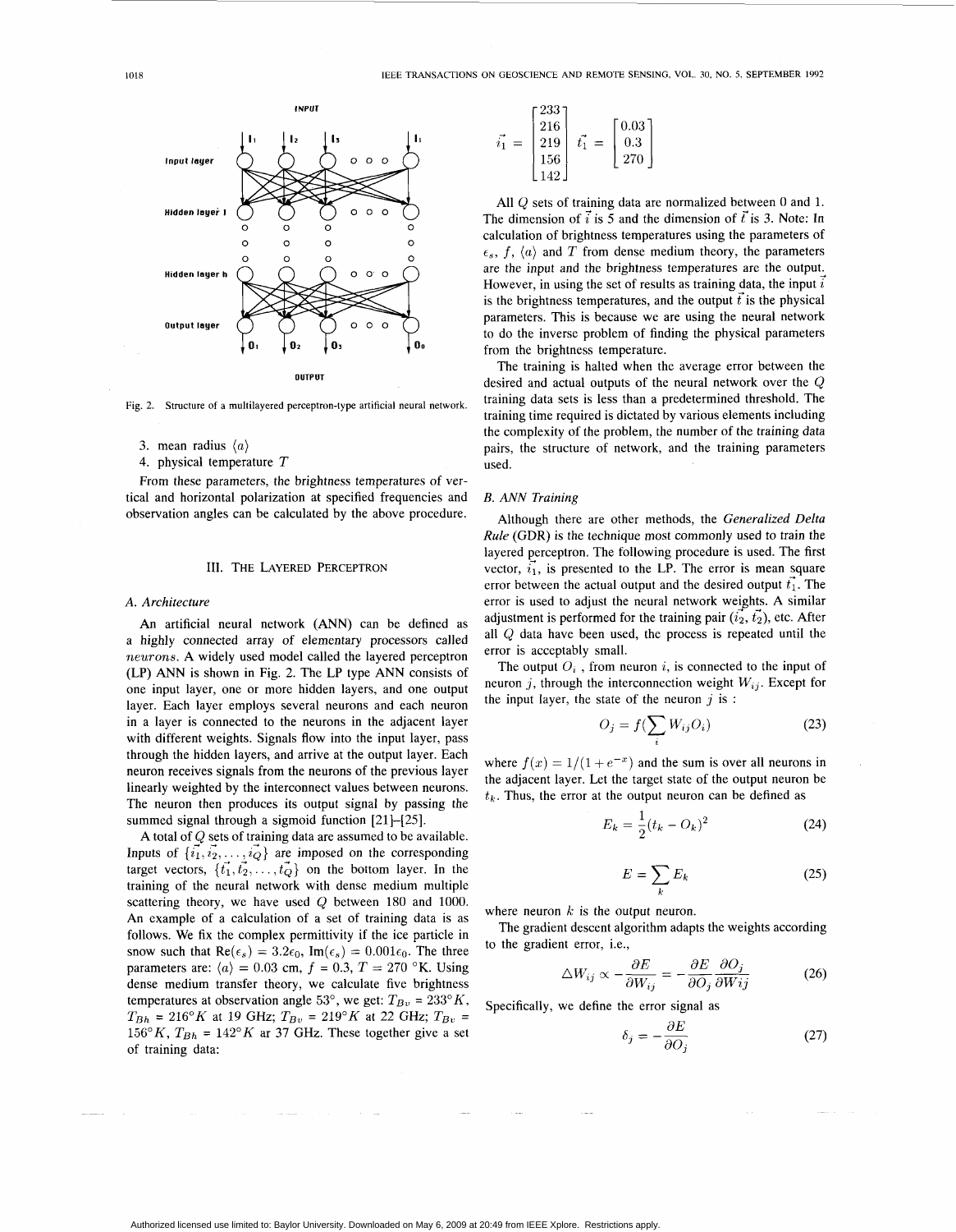Fig. 2. Structure of a multilayered perceptron-type artificial neural network.

3. mean radius $\langle a \rangle$
4. physical temperature $T$

From these parameters, the brightness temperatures of vertical and horizontal polarization at specified frequencies and observation angles can be calculated by the above procedure.

## III. The Layered Perceptron

### A. Architecture

An artificial neural network (ANN) can be defined as a highly connected array of elementary processors called *neurons*. A widely used model called the layered perceptron (LP) ANN is shown in Fig. 2. The LP type ANN consists of one input layer, one or more hidden layers, and one output layer. Each layer employs several neurons and each neuron in a layer is connected to the neurons in the adjacent layer with different weights. Signals flow into the input layer, pass through the hidden layers, and arrive at the output layer. Each neuron receives signals from the neurons of the previous layer linearly weighted by the interconnect values between neurons. The neuron then produces its output signal by passing the summed signal through a sigmoid function [21]–[25].

A total of $Q$ sets of training data are assumed to be available. Inputs of $\{\vec{i_1}, \vec{i_2}, \ldots, \vec{i_Q}\}$ are imposed on the corresponding target vectors, $\{\vec{t_1}, \vec{t_2}, \ldots, \vec{t_Q}\}$ on the bottom layer. In the training of the neural network with dense medium multiple scattering theory, we have used $Q$ between 180 and 1000. An example of a calculation of a set of training data is as follows. We fix the complex permittivity if the ice particle in snow such that $\text{Re}(\epsilon_s) = 3.2\epsilon_0$, $\text{Im}(\epsilon_s) = 0.001\epsilon_0$. The three parameters are: $\langle a \rangle = 0.03$ cm, $f = 0.3$, $T = 270$ °K. Using dense medium transfer theory, we calculate five brightness temperatures at observation angle 53°, we get: $T_{Bv} = 233°K$, $T_{Bh} = 216°K$ at 19 GHz; $T_{Bv} = 219°K$ at 22 GHz; $T_{Bv} = 156°K$, $T_{Bh} = 142°K$ ar 37 GHz. These together give a set of training data:

$$\vec{i_1} = \begin{bmatrix} 233 \\ 216 \\ 219 \\ 156 \\ 142 \end{bmatrix} \quad \vec{t_1} = \begin{bmatrix} 0.03 \\ 0.3 \\ 270 \end{bmatrix}$$

All $Q$ sets of training data are normalized between 0 and 1. The dimension of $\vec{i}$ is 5 and the dimension of $\vec{t}$ is 3. Note: In calculation of brightness temperatures using the parameters of $\epsilon_s$, $f$, $\langle a \rangle$ and $T$ from dense medium theory, the parameters are the input and the brightness temperatures are the output. However, in using the set of results as training data, the input $\vec{i}$ is the brightness temperatures, and the output $\vec{t}$ is the physical parameters. This is because we are using the neural network to do the inverse problem of finding the physical parameters from the brightness temperature.

The training is halted when the average error between the desired and actual outputs of the neural network over the $Q$ training data sets is less than a predetermined threshold. The training time required is dictated by various elements including the complexity of the problem, the number of the training data pairs, the structure of network, and the training parameters used.

### B. ANN Training

Although there are other methods, the *Generalized Delta Rule* (GDR) is the technique most commonly used to train the layered perceptron. The following procedure is used. The first vector, $\vec{i_1}$, is presented to the LP. The error is mean square error between the actual output and the desired output $\vec{t_1}$. The error is used to adjust the neural network weights. A similar adjustment is performed for the training pair $(\vec{i_2}, \vec{t_2})$, etc. After all $Q$ data have been used, the process is repeated until the error is acceptably small.

The output $O_i$, from neuron $i$, is connected to the input of neuron $j$, through the interconnection weight $W_{ij}$. Except for the input layer, the state of the neuron $j$ is :

$$O_j = f(\sum_i W_{ij} O_i) \tag{23}$$

where $f(x) = 1/(1 + e^{-x})$ and the sum is over all neurons in the adjacent layer. Let the target state of the output neuron be $t_k$. Thus, the error at the output neuron can be defined as

$$E_k = \frac{1}{2}(t_k - O_k)^2 \tag{24}$$

$$E = \sum_k E_k \tag{25}$$

where neuron $k$ is the output neuron.

The gradient descent algorithm adapts the weights according to the gradient error, i.e.,

$$\Delta W_{ij} \propto -\frac{\partial E}{\partial W_{ij}} = -\frac{\partial E}{\partial O_j} \frac{\partial O_j}{\partial Wij} \tag{26}$$

Specifically, we define the error signal as

$$\delta_j = -\frac{\partial E}{\partial O_j} \tag{27}$$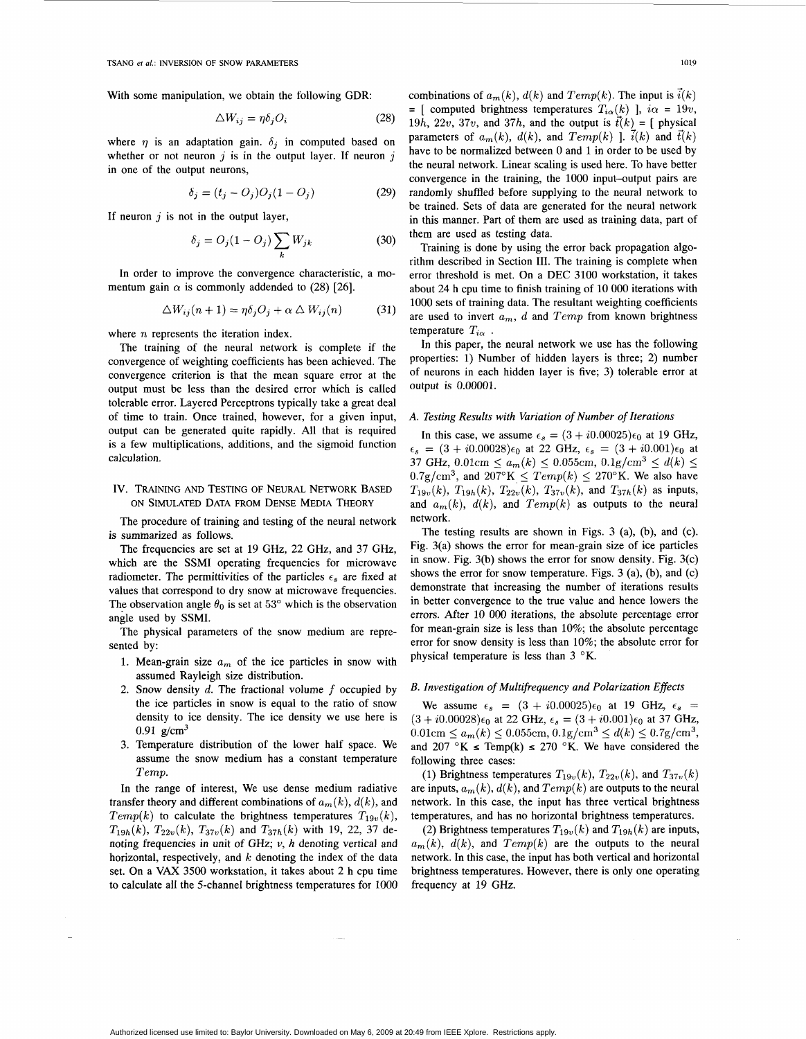With some manipulation, we obtain the following GDR:

$$\triangle W_{ij} = \eta \delta_j O_i \tag{28}$$

where $\eta$ is an adaptation gain. $\delta_j$ in computed based on whether or not neuron $j$ is in the output layer. If neuron $j$ in one of the output neurons,

$$\delta_j = (t_j - O_j) O_j (1 - O_j) \tag{29}$$

If neuron $j$ is not in the output layer,

$$\delta_j = O_j (1 - O_j) \sum_k W_{jk} \tag{30}$$

In order to improve the convergence characteristic, a momentum gain $\alpha$ is commonly addended to (28) [26].

$$\triangle W_{ij}(n+1) = \eta \delta_j O_j + \alpha \triangle W_{ij}(n) \tag{31}$$

where $n$ represents the iteration index.

The training of the neural network is complete if the convergence of weighting coefficients has been achieved. The convergence criterion is that the mean square error at the output must be less than the desired error which is called tolerable error. Layered Perceptrons typically take a great deal of time to train. Once trained, however, for a given input, output can be generated quite rapidly. All that is required is a few multiplications, additions, and the sigmoid function calculation.

## IV. Training and Testing of Neural Network Based on Simulated Data from Dense Media Theory

The procedure of training and testing of the neural network is summarized as follows.

The frequencies are set at 19 GHz, 22 GHz, and 37 GHz, which are the SSMI operating frequencies for microwave radiometer. The permittivities of the particles $\epsilon_s$ are fixed at values that correspond to dry snow at microwave frequencies. The observation angle $\theta_0$ is set at 53° which is the observation angle used by SSMI.

The physical parameters of the snow medium are represented by:

1. Mean-grain size $a_m$ of the ice particles in snow with assumed Rayleigh size distribution.
2. Snow density $d$. The fractional volume $f$ occupied by the ice particles in snow is equal to the ratio of snow density to ice density. The ice density we use here is 0.91 g/cm$^3$
3. Temperature distribution of the lower half space. We assume the snow medium has a constant temperature $Temp$.

In the range of interest, We use dense medium radiative transfer theory and different combinations of $a_m(k)$, $d(k)$, and $Temp(k)$ to calculate the brightness temperatures $T_{19v}(k)$, $T_{19h}(k)$, $T_{22v}(k)$, $T_{37v}(k)$ and $T_{37h}(k)$ with 19, 22, 37 denoting frequencies in unit of GHz; $v$, $h$ denoting vertical and horizontal, respectively, and $k$ denoting the index of the data set. On a VAX 3500 workstation, it takes about 2 h cpu time to calculate all the 5-channel brightness temperatures for 1000 combinations of $a_m(k)$, $d(k)$ and $Temp(k)$. The input is $\vec{i}(k)$ = [ computed brightness temperatures $T_{i\alpha}(k)$ ], $i\alpha$ = 19$v$, 19$h$, 22$v$, 37$v$, and 37$h$, and the output is $\vec{t}(k)$ = [ physical parameters of $a_m(k)$, $d(k)$, and $Temp(k)$ ]. $\vec{i}(k)$ and $\vec{t}(k)$ have to be normalized between 0 and 1 in order to be used by the neural network. Linear scaling is used here. To have better convergence in the training, the 1000 input–output pairs are randomly shuffled before supplying to the neural network to be trained. Sets of data are generated for the neural network in this manner. Part of them are used as training data, part of them are used as testing data.

Training is done by using the error back propagation algorithm described in Section III. The training is complete when error threshold is met. On a DEC 3100 workstation, it takes about 24 h cpu time to finish training of 10 000 iterations with 1000 sets of training data. The resultant weighting coefficients are used to invert $a_m$, $d$ and $Temp$ from known brightness temperature $T_{i\alpha}$ .

In this paper, the neural network we use has the following properties: 1) Number of hidden layers is three; 2) number of neurons in each hidden layer is five; 3) tolerable error at output is 0.00001.

### A. Testing Results with Variation of Number of Iterations

In this case, we assume $\epsilon_s = (3 + i0.00025)\epsilon_0$ at 19 GHz, $\epsilon_s = (3 + i0.00028)\epsilon_0$ at 22 GHz, $\epsilon_s = (3 + i0.001)\epsilon_0$ at 37 GHz, $0.01\text{cm} \leq a_m(k) \leq 0.055\text{cm}$, $0.1\text{g/cm}^3 \leq d(k) \leq 0.7\text{g/cm}^3$, and $207°\text{K} \leq Temp(k) \leq 270°\text{K}$. We also have $T_{19v}(k)$, $T_{19h}(k)$, $T_{22v}(k)$, $T_{37v}(k)$, and $T_{37h}(k)$ as inputs, and $a_m(k)$, $d(k)$, and $Temp(k)$ as outputs to the neural network.

The testing results are shown in Figs. 3 (a), (b), and (c). Fig. 3(a) shows the error for mean-grain size of ice particles in snow. Fig. 3(b) shows the error for snow density. Fig. 3(c) shows the error for snow temperature. Figs. 3 (a), (b), and (c) demonstrate that increasing the number of iterations results in better convergence to the true value and hence lowers the errors. After 10 000 iterations, the absolute percentage error for mean-grain size is less than 10%; the absolute percentage error for snow density is less than 10%; the absolute error for physical temperature is less than 3 °K.

### B. Investigation of Multifrequency and Polarization Effects

We assume $\epsilon_s = (3 + i0.00025)\epsilon_0$ at 19 GHz, $\epsilon_s = (3 + i0.00028)\epsilon_0$ at 22 GHz, $\epsilon_s = (3 + i0.001)\epsilon_0$ at 37 GHz, $0.01\text{cm} \leq a_m(k) \leq 0.055\text{cm}$, $0.1\text{g/cm}^3 \leq d(k) \leq 0.7\text{g/cm}^3$, and 207 °K ≤ Temp(k) ≤ 270 °K. We have considered the following three cases:

(1) Brightness temperatures $T_{19v}(k)$, $T_{22v}(k)$, and $T_{37v}(k)$ are inputs, $a_m(k)$, $d(k)$, and $Temp(k)$ are outputs to the neural network. In this case, the input has three vertical brightness temperatures, and has no horizontal brightness temperatures.

(2) Brightness temperatures $T_{19v}(k)$ and $T_{19h}(k)$ are inputs, $a_m(k)$, $d(k)$, and $Temp(k)$ are the outputs to the neural network. In this case, the input has both vertical and horizontal brightness temperatures. However, there is only one operating frequency at 19 GHz.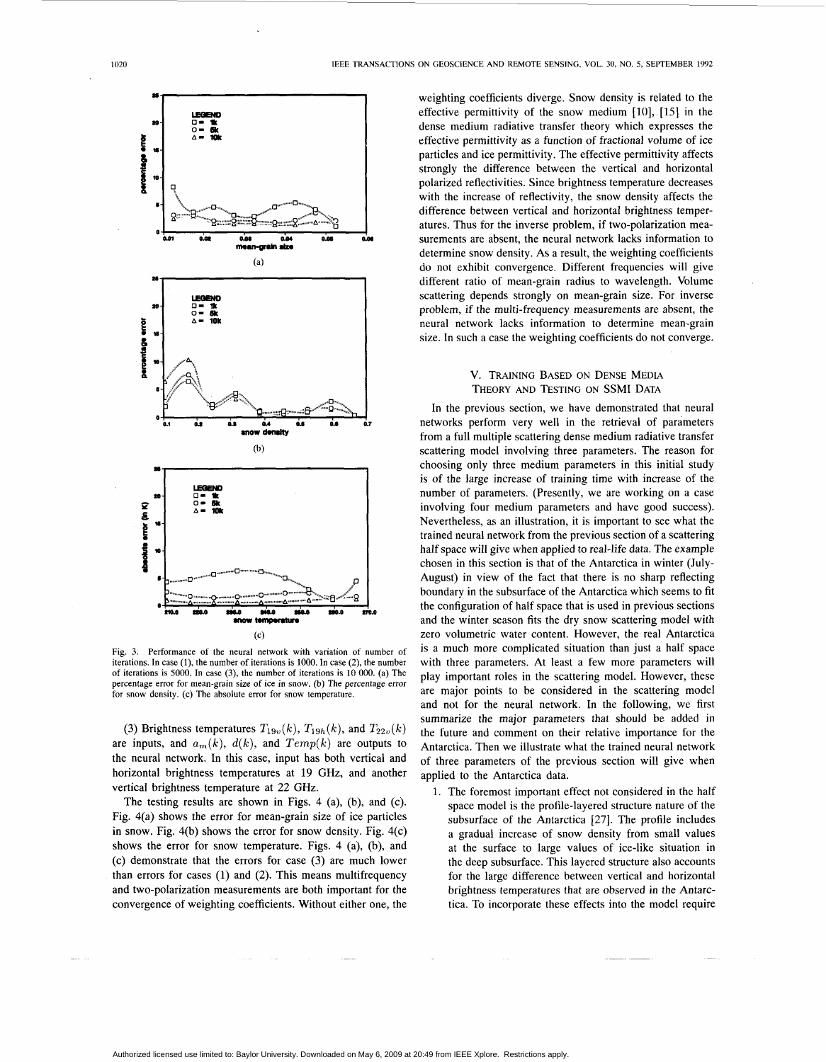Fig. 3. Performance of the neural network with variation of number of iterations. In case (1), the number of iterations is 1000. In case (2), the number of iterations is 5000. In case (3), the number of iterations is 10 000. (a) The percentage error for mean-grain size of ice in snow. (b) The percentage error for snow density. (c) The absolute error for snow temperature.

(3) Brightness temperatures $T_{19v}(k)$, $T_{19h}(k)$, and $T_{22v}(k)$ are inputs, and $a_m(k)$, $d(k)$, and $Temp(k)$ are outputs to the neural network. In this case, input has both vertical and horizontal brightness temperatures at 19 GHz, and another vertical brightness temperature at 22 GHz.

The testing results are shown in Figs. 4 (a), (b), and (c). Fig. 4(a) shows the error for mean-grain size of ice particles in snow. Fig. 4(b) shows the error for snow density. Fig. 4(c) shows the error for snow temperature. Figs. 4 (a), (b), and (c) demonstrate that the errors for case (3) are much lower than errors for cases (1) and (2). This means multifrequency and two-polarization measurements are both important for the convergence of weighting coefficients. Without either one, the weighting coefficients diverge. Snow density is related to the effective permittivity of the snow medium [10], [15] in the dense medium radiative transfer theory which expresses the effective permittivity as a function of fractional volume of ice particles and ice permittivity. The effective permittivity affects strongly the difference between the vertical and horizontal polarized reflectivities. Since brightness temperature decreases with the increase of reflectivity, the snow density affects the difference between vertical and horizontal brightness temperatures. Thus for the inverse problem, if two-polarization measurements are absent, the neural network lacks information to determine snow density. As a result, the weighting coefficients do not exhibit convergence. Different frequencies will give different ratio of mean-grain radius to wavelength. Volume scattering depends strongly on mean-grain size. For inverse problem, if the multi-frequency measurements are absent, the neural network lacks information to determine mean-grain size. In such a case the weighting coefficients do not converge.

## V. Training Based on Dense Media Theory and Testing on SSMI Data

In the previous section, we have demonstrated that neural networks perform very well in the retrieval of parameters from a full multiple scattering dense medium radiative transfer scattering model involving three parameters. The reason for choosing only three medium parameters in this initial study is of the large increase of training time with increase of the number of parameters. (Presently, we are working on a case involving four medium parameters and have good success). Nevertheless, as an illustration, it is important to see what the trained neural network from the previous section of a scattering half space will give when applied to real-life data. The example chosen in this section is that of the Antarctica in winter (July-August) in view of the fact that there is no sharp reflecting boundary in the subsurface of the Antarctica which seems to fit the configuration of half space that is used in previous sections and the winter season fits the dry snow scattering model with zero volumetric water content. However, the real Antarctica is a much more complicated situation than just a half space with three parameters. At least a few more parameters will play important roles in the scattering model. However, these are major points to be considered in the scattering model and not for the neural network. In the following, we first summarize the major parameters that should be added in the future and comment on their relative importance for the Antarctica. Then we illustrate what the trained neural network of three parameters of the previous section will give when applied to the Antarctica data.

1. The foremost important effect not considered in the half space model is the profile-layered structure nature of the subsurface of the Antarctica [27]. The profile includes a gradual increase of snow density from small values at the surface to large values of ice-like situation in the deep subsurface. This layered structure also accounts for the large difference between vertical and horizontal brightness temperatures that are observed in the Antarctica. To incorporate these effects into the model require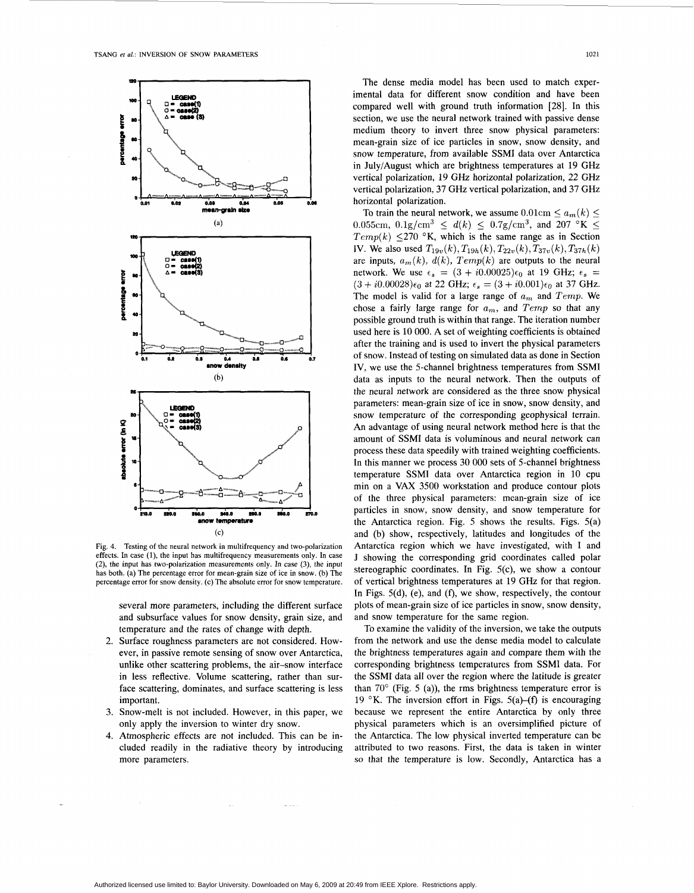Fig. 4. Testing of the neural network in multifrequency and two-polarization effects. In case (1), the input has multifrequency measurements only. In case (2), the input has two-polarization measurements only. In case (3), the input has both. (a) The percentage error for mean-grain size of ice in snow. (b) The percentage error for snow density. (c) The absolute error for snow temperature.

several more parameters, including the different surface and subsurface values for snow density, grain size, and temperature and the rates of change with depth.

2. Surface roughness parameters are not considered. However, in passive remote sensing of snow over Antarctica, unlike other scattering problems, the air–snow interface in less reflective. Volume scattering, rather than surface scattering, dominates, and surface scattering is less important.
3. Snow-melt is not included. However, in this paper, we only apply the inversion to winter dry snow.
4. Atmospheric effects are not included. This can be included readily in the radiative theory by introducing more parameters.

The dense media model has been used to match experimental data for different snow condition and have been compared well with ground truth information [28]. In this section, we use the neural network trained with passive dense medium theory to invert three snow physical parameters: mean-grain size of ice particles in snow, snow density, and snow temperature, from available SSMI data over Antarctica in July/August which are brightness temperatures at 19 GHz vertical polarization, 19 GHz horizontal polarization, 22 GHz vertical polarization, 37 GHz vertical polarization, and 37 GHz horizontal polarization.

To train the neural network, we assume $0.01\text{cm} \leq a_m(k) \leq 0.055\text{cm}$, $0.1\text{g/cm}^3 \leq d(k) \leq 0.7\text{g/cm}^3$, and $207\ ^\circ\text{K} \leq Temp(k) \leq 270\ ^\circ\text{K}$, which is the same range as in Section IV. We also used $T_{19v}(k), T_{19h}(k), T_{22v}(k), T_{37v}(k), T_{37h}(k)$ are inputs, $a_m(k)$, $d(k)$, $Temp(k)$ are outputs to the neural network. We use $\epsilon_s = (3 + i0.00025)\epsilon_0$ at 19 GHz; $\epsilon_s = (3 + i0.00028)\epsilon_0$ at 22 GHz; $\epsilon_s = (3 + i0.001)\epsilon_0$ at 37 GHz. The model is valid for a large range of $a_m$ and $Temp$. We chose a fairly large range for $a_m$, and $Temp$ so that any possible ground truth is within that range. The iteration number used here is 10 000. A set of weighting coefficients is obtained after the training and is used to invert the physical parameters of snow. Instead of testing on simulated data as done in Section IV, we use the 5-channel brightness temperatures from SSMI data as inputs to the neural network. Then the outputs of the neural network are considered as the three snow physical parameters: mean-grain size of ice in snow, snow density, and snow temperature of the corresponding geophysical terrain. An advantage of using neural network method here is that the amount of SSMI data is voluminous and neural network can process these data speedily with trained weighting coefficients. In this manner we process 30 000 sets of 5-channel brightness temperature SSMI data over Antarctica region in 10 cpu min on a VAX 3500 workstation and produce contour plots of the three physical parameters: mean-grain size of ice particles in snow, snow density, and snow temperature for the Antarctica region. Fig. 5 shows the results. Figs. 5(a) and (b) show, respectively, latitudes and longitudes of the Antarctica region which we have investigated, with I and J showing the corresponding grid coordinates called polar stereographic coordinates. In Fig. 5(c), we show a contour of vertical brightness temperatures at 19 GHz for that region. In Figs. 5(d), (e), and (f), we show, respectively, the contour plots of mean-grain size of ice particles in snow, snow density, and snow temperature for the same region.

To examine the validity of the inversion, we take the outputs from the network and use the dense media model to calculate the brightness temperatures again and compare them with the corresponding brightness temperatures from SSMI data. For the SSMI data all over the region where the latitude is greater than 70° (Fig. 5 (a)), the rms brightness temperature error is 19 °K. The inversion effort in Figs. 5(a)–(f) is encouraging because we represent the entire Antarctica by only three physical parameters which is an oversimplified picture of the Antarctica. The low physical inverted temperature can be attributed to two reasons. First, the data is taken in winter so that the temperature is low. Secondly, Antarctica has a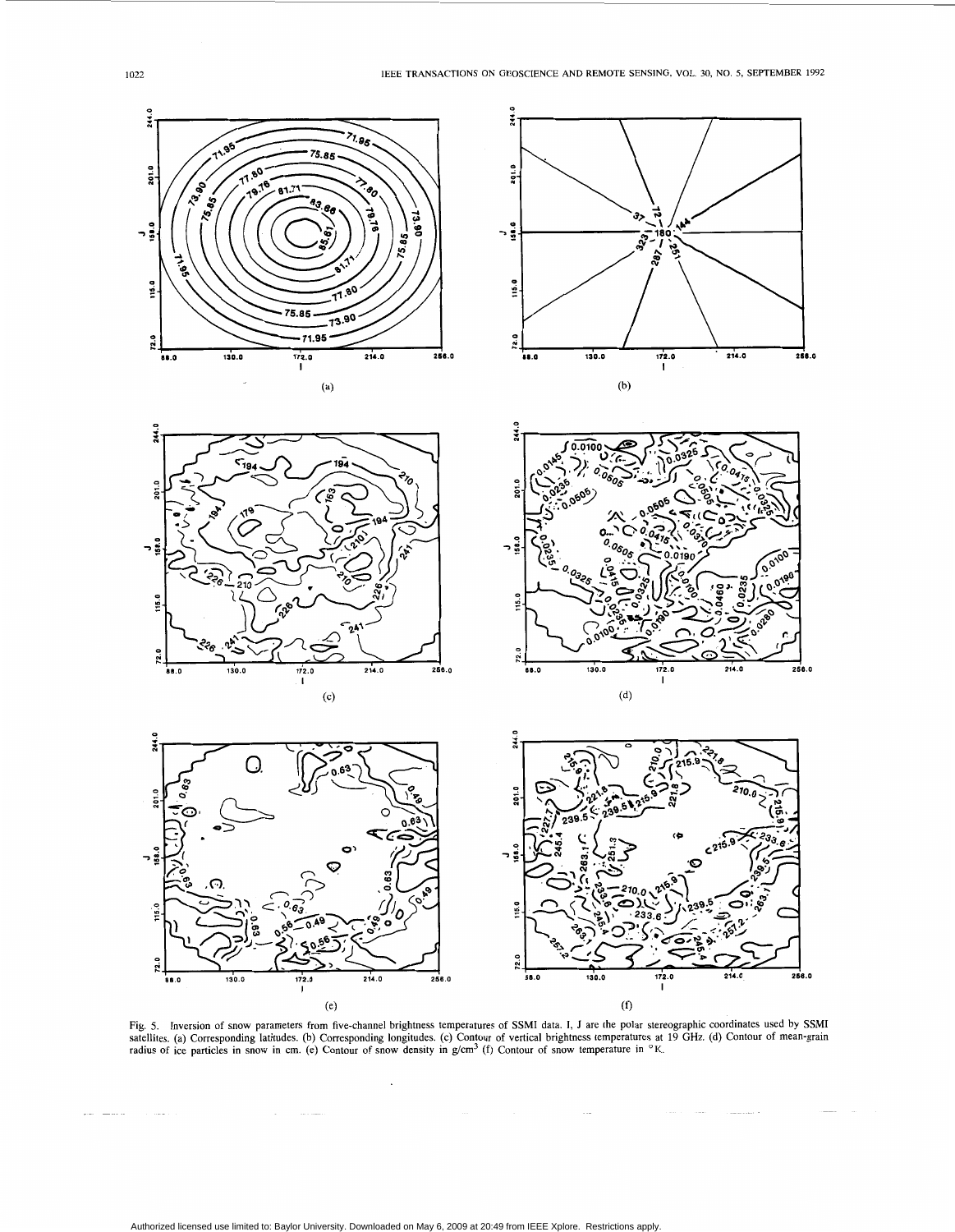Fig. 5. Inversion of snow parameters from five-channel brightness temperatures of SSMI data. I, J are the polar stereographic coordinates used by SSMI satellites. (a) Corresponding latitudes. (b) Corresponding longitudes. (c) Contour of vertical brightness temperatures at 19 GHz. (d) Contour of mean-grain radius of ice particles in snow in cm. (e) Contour of snow density in g/cm$^3$ (f) Contour of snow temperature in °K.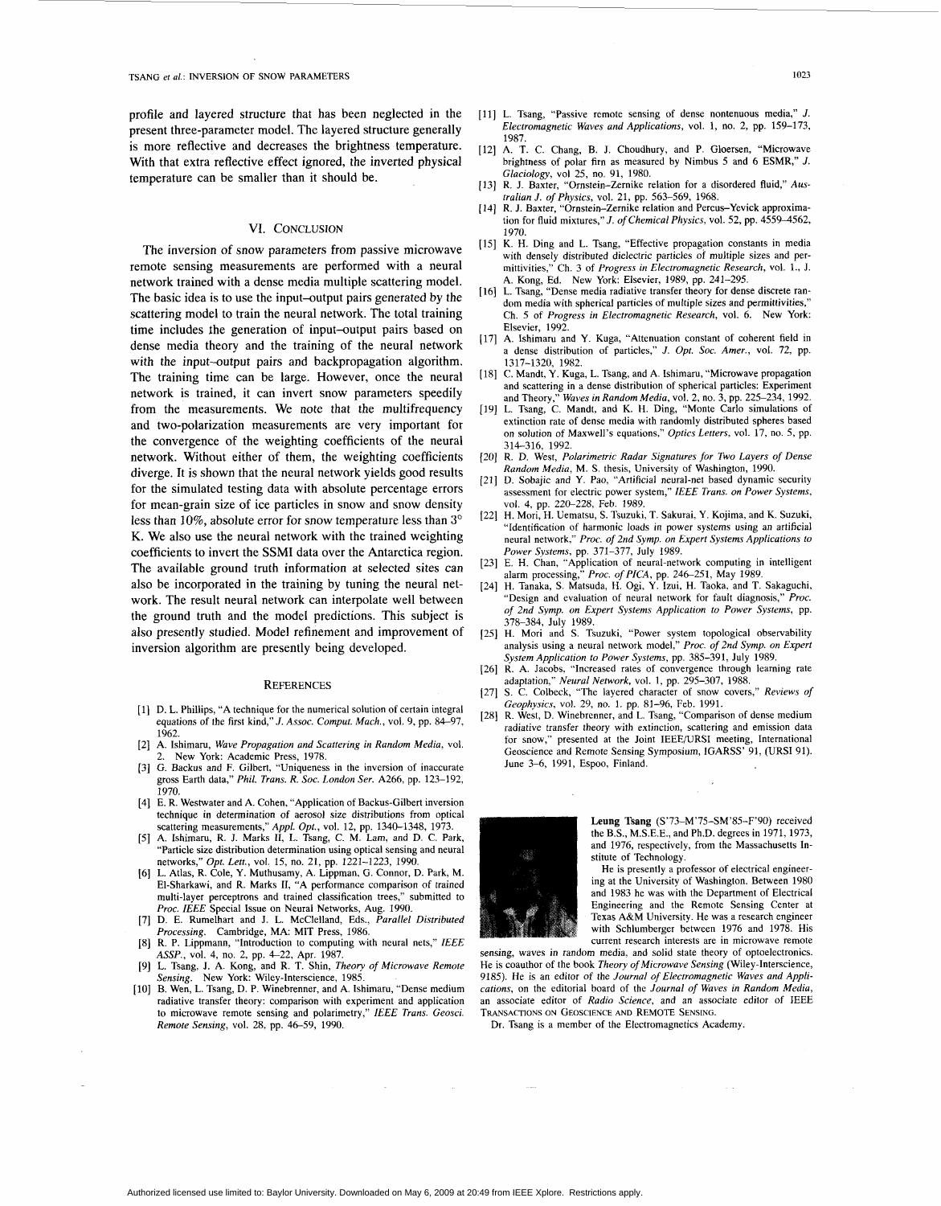profile and layered structure that has been neglected in the present three-parameter model. The layered structure generally is more reflective and decreases the brightness temperature. With that extra reflective effect ignored, the inverted physical temperature can be smaller than it should be.

## VI. Conclusion

The inversion of snow parameters from passive microwave remote sensing measurements are performed with a neural network trained with a dense media multiple scattering model. The basic idea is to use the input–output pairs generated by the scattering model to train the neural network. The total training time includes the generation of input–output pairs based on dense media theory and the training of the neural network with the input–output pairs and backpropagation algorithm. The training time can be large. However, once the neural network is trained, it can invert snow parameters speedily from the measurements. We note that the multifrequency and two-polarization measurements are very important for the convergence of the weighting coefficients of the neural network. Without either of them, the weighting coefficients diverge. It is shown that the neural network yields good results for the simulated testing data with absolute percentage errors for mean-grain size of ice particles in snow and snow density less than 10%, absolute error for snow temperature less than 3° K. We also use the neural network with the trained weighting coefficients to invert the SSMI data over the Antarctica region. The available ground truth information at selected sites can also be incorporated in the training by tuning the neural network. The result neural network can interpolate well between the ground truth and the model predictions. This subject is also presently studied. Model refinement and improvement of inversion algorithm are presently being developed.

## References

[1] D. L. Phillips, "A technique for the numerical solution of certain integral equations of the first kind," *J. Assoc. Comput. Mach.*, vol. 9, pp. 84–97, 1962.

[2] A. Ishimaru, *Wave Propagation and Scattering in Random Media*, vol. 2. New York: Academic Press, 1978.

[3] G. Backus and F. Gilbert, "Uniqueness in the inversion of inaccurate gross Earth data," *Phil. Trans. R. Soc. London Ser.* A266, pp. 123–192, 1970.

[4] E. R. Westwater and A. Cohen, "Application of Backus-Gilbert inversion technique in determination of aerosol size distributions from optical scattering measurements," *Appl. Opt.*, vol. 12, pp. 1340–1348, 1973.

[5] A. Ishimaru, R. J. Marks II, L. Tsang, C. M. Lam, and D. C. Park, "Particle size distribution determination using optical sensing and neural networks," *Opt. Lett.*, vol. 15, no. 21, pp. 1221–1223, 1990.

[6] L. Atlas, R. Cole, Y. Muthusamy, A. Lippman, G. Connor, D. Park, M. El-Sharkawi, and R. Marks II, "A performance comparison of trained multi-layer perceptrons and trained classification trees," submitted to *Proc. IEEE* Special Issue on Neural Networks, Aug. 1990.

[7] D. E. Rumelhart and J. L. McClelland, Eds., *Parallel Distributed Processing*. Cambridge, MA: MIT Press, 1986.

[8] R. P. Lippmann, "Introduction to computing with neural nets," *IEEE ASSP.*, vol. 4, no. 2, pp. 4–22, Apr. 1987.

[9] L. Tsang, J. A. Kong, and R. T. Shin, *Theory of Microwave Remote Sensing*. New York: Wiley-Interscience, 1985.

[10] B. Wen, L. Tsang, D. P. Winebrenner, and A. Ishimaru, "Dense medium radiative transfer theory: comparison with experiment and application to microwave remote sensing and polarimetry," *IEEE Trans. Geosci. Remote Sensing*, vol. 28, pp. 46–59, 1990.

[11] L. Tsang, "Passive remote sensing of dense nontenuous media," *J. Electromagnetic Waves and Applications*, vol. 1, no. 2, pp. 159–173, 1987.

[12] A. T. C. Chang, B. J. Choudhury, and P. Gloersen, "Microwave brightness of polar firn as measured by Nimbus 5 and 6 ESMR," *J. Glaciology*, vol 25, no. 91, 1980.

[13] R. J. Baxter, "Ornstein–Zernike relation for a disordered fluid," *Australian J. of Physics*, vol. 21, pp. 563–569, 1968.

[14] R. J. Baxter, "Ornstein–Zernike relation and Percus–Yevick approximation for fluid mixtures," *J. of Chemical Physics*, vol. 52, pp. 4559–4562, 1970.

[15] K. H. Ding and L. Tsang, "Effective propagation constants in media with densely distributed dielectric particles of multiple sizes and permittivities," Ch. 3 of *Progress in Electromagnetic Research*, vol. 1., J. A. Kong, Ed. New York: Elsevier, 1989, pp. 241–295.

[16] L. Tsang, "Dense media radiative transfer theory for dense discrete random media with spherical particles of multiple sizes and permittivities," Ch. 5 of *Progress in Electromagnetic Research*, vol. 6. New York: Elsevier, 1992.

[17] A. Ishimaru and Y. Kuga, "Attenuation constant of coherent field in a dense distribution of particles," *J. Opt. Soc. Amer.*, vol. 72, pp. 1317–1320, 1982.

[18] C. Mandt, Y. Kuga, L. Tsang, and A. Ishimaru, "Microwave propagation and scattering in a dense distribution of spherical particles: Experiment and Theory," *Waves in Random Media*, vol. 2, no. 3, pp. 225–234, 1992.

[19] L. Tsang, C. Mandt, and K. H. Ding, "Monte Carlo simulations of extinction rate of dense media with randomly distributed spheres based on solution of Maxwell's equations," *Optics Letters*, vol. 17, no. 5, pp. 314–316, 1992.

[20] R. D. West, *Polarimetric Radar Signatures for Two Layers of Dense Random Media*, M. S. thesis, University of Washington, 1990.

[21] D. Sobajic and Y. Pao, "Artificial neural-net based dynamic security assessment for electric power system," *IEEE Trans. on Power Systems*, vol. 4, pp. 220–228, Feb. 1989.

[22] H. Mori, H. Uematsu, S. Tsuzuki, T. Sakurai, Y. Kojima, and K. Suzuki, "Identification of harmonic loads in power systems using an artificial neural network," *Proc. of 2nd Symp. on Expert Systems Applications to Power Systems*, pp. 371–377, July 1989.

[23] E. H. Chan, "Application of neural-network computing in intelligent alarm processing," *Proc. of PICA*, pp. 246–251, May 1989.

[24] H. Tanaka, S. Matsuda, H. Ogi, Y. Izui, H. Taoka, and T. Sakaguchi, "Design and evaluation of neural network for fault diagnosis," *Proc. of 2nd Symp. on Expert Systems Application to Power Systems*, pp. 378–384, July 1989.

[25] H. Mori and S. Tsuzuki, "Power system topological observability analysis using a neural network model," *Proc. of 2nd Symp. on Expert System Application to Power Systems*, pp. 385–391, July 1989.

[26] R. A. Jacobs, "Increased rates of convergence through learning rate adaptation," *Neural Network*, vol. 1, pp. 295–307, 1988.

[27] S. C. Colbeck, "The layered character of snow covers," *Reviews of Geophysics*, vol. 29, no. 1. pp. 81–96, Feb. 1991.

[28] R. West, D. Winebrenner, and L. Tsang, "Comparison of dense medium radiative transfer theory with extinction, scattering and emission data for snow," presented at the Joint IEEE/URSI meeting, International Geoscience and Remote Sensing Symposium, IGARSS' 91, (URSI 91). June 3–6, 1991, Espoo, Finland.

**Leung Tsang** (S'73–M'75–SM'85–F'90) received the B.S., M.S.E.E., and Ph.D. degrees in 1971, 1973, and 1976, respectively, from the Massachusetts Institute of Technology.

He is presently a professor of electrical engineering at the University of Washington. Between 1980 and 1983 he was with the Department of Electrical Engineering and the Remote Sensing Center at Texas A&M University. He was a research engineer with Schlumberger between 1976 and 1978. His current research interests are in microwave remote sensing, waves in random media, and solid state theory of optoelectronics. He is coauthor of the book *Theory of Microwave Sensing* (Wiley-Interscience, 9185). He is an editor of the *Journal of Electromagnetic Waves and Applications*, on the editorial board of the *Journal of Waves in Random Media*, an associate editor of *Radio Science*, and an associate editor of IEEE Transactions on Geoscience and Remote Sensing.

Dr. Tsang is a member of the Electromagnetics Academy.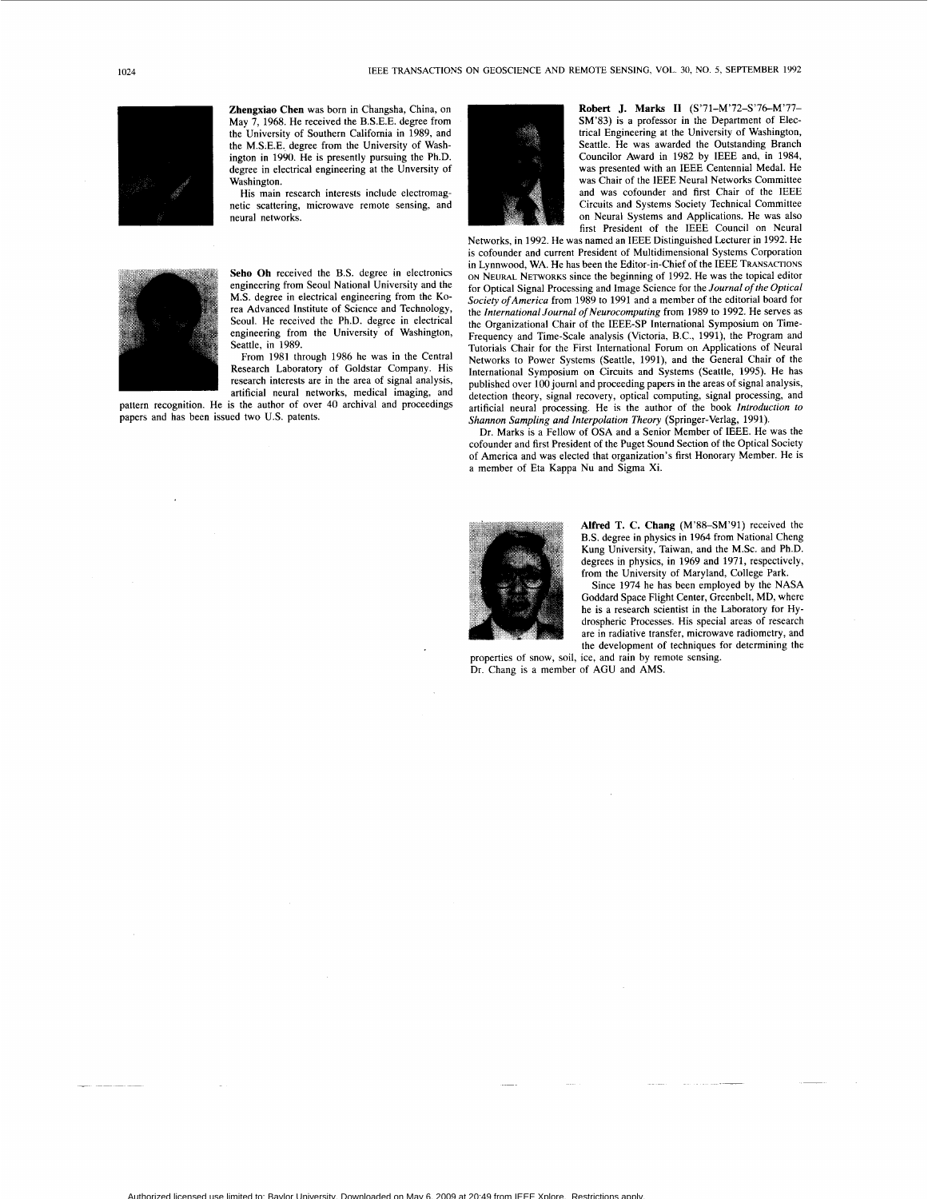**Zhengxiao Chen** was born in Changsha, China, on May 7, 1968. He received the B.S.E.E. degree from the University of Southern California in 1989, and the M.S.E.E. degree from the University of Washington in 1990. He is presently pursuing the Ph.D. degree in electrical engineering at the Unversity of Washington.

His main research interests include electromagnetic scattering, microwave remote sensing, and neural networks.

**Seho Oh** received the B.S. degree in electronics engineering from Seoul National University and the M.S. degree in electrical engineering from the Korea Advanced Institute of Science and Technology, Seoul. He received the Ph.D. degree in electrical engineering from the University of Washington, Seattle, in 1989.

From 1981 through 1986 he was in the Central Research Laboratory of Goldstar Company. His research interests are in the area of signal analysis, artificial neural networks, medical imaging, and pattern recognition. He is the author of over 40 archival and proceedings papers and has been issued two U.S. patents.

**Robert J. Marks II** (S'71–M'72–S'76–M'77–SM'83) is a professor in the Department of Electrical Engineering at the University of Washington, Seattle. He was awarded the Outstanding Branch Councilor Award in 1982 by IEEE and, in 1984, was presented with an IEEE Centennial Medal. He was Chair of the IEEE Neural Networks Committee and was cofounder and first Chair of the IEEE Circuits and Systems Society Technical Committee on Neural Systems and Applications. He was also first President of the IEEE Council on Neural Networks, in 1992. He was named an IEEE Distinguished Lecturer in 1992. He is cofounder and current President of Multidimensional Systems Corporation in Lynnwood, WA. He has been the Editor-in-Chief of the IEEE TRANSACTIONS ON NEURAL NETWORKS since the beginning of 1992. He was the topical editor for Optical Signal Processing and Image Science for the *Journal of the Optical Society of America* from 1989 to 1991 and a member of the editorial board for the *International Journal of Neurocomputing* from 1989 to 1992. He serves as the Organizational Chair of the IEEE-SP International Symposium on Time-Frequency and Time-Scale analysis (Victoria, B.C., 1991), the Program and Tutorials Chair for the First International Forum on Applications of Neural Networks to Power Systems (Seattle, 1991), and the General Chair of the International Symposium on Circuits and Systems (Seattle, 1995). He has published over 100 journl and proceeding papers in the areas of signal analysis, detection theory, signal recovery, optical computing, signal processing, and artificial neural processing. He is the author of the book *Introduction to Shannon Sampling and Interpolation Theory* (Springer-Verlag, 1991).

Dr. Marks is a Fellow of OSA and a Senior Member of IEEE. He was the cofounder and first President of the Puget Sound Section of the Optical Society of America and was elected that organization's first Honorary Member. He is a member of Eta Kappa Nu and Sigma Xi.

**Alfred T. C. Chang** (M'88–SM'91) received the B.S. degree in physics in 1964 from National Cheng Kung University, Taiwan, and the M.Sc. and Ph.D. degrees in physics, in 1969 and 1971, respectively, from the University of Maryland, College Park.

Since 1974 he has been employed by the NASA Goddard Space Flight Center, Greenbelt, MD, where he is a research scientist in the Laboratory for Hydrospheric Processes. His special areas of research are in radiative transfer, microwave radiometry, and the development of techniques for determining the properties of snow, soil, ice, and rain by remote sensing.

Dr. Chang is a member of AGU and AMS.